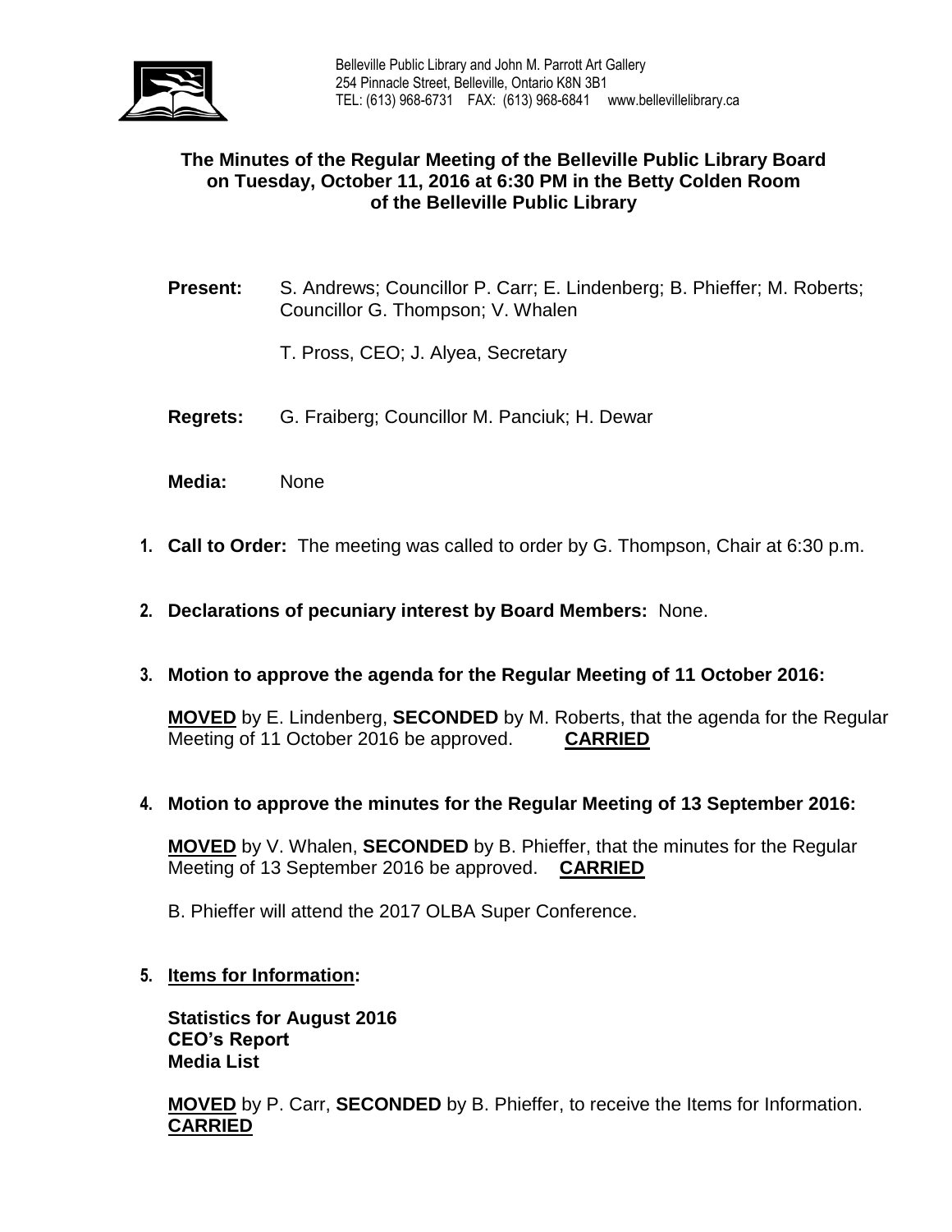Belleville Public Library and John M. Parrott Art Gallery
254 Pinnacle Street, Belleville, Ontario K8N 3B1
TEL: (613) 968-6731 FAX: (613) 968-6841 www.bellevillelibrary.ca

# The Minutes of the Regular Meeting of the Belleville Public Library Board on Tuesday, October 11, 2016 at 6:30 PM in the Betty Colden Room of the Belleville Public Library

**Present:** S. Andrews; Councillor P. Carr; E. Lindenberg; B. Phieffer; M. Roberts; Councillor G. Thompson; V. Whalen

T. Pross, CEO; J. Alyea, Secretary

**Regrets:** G. Fraiberg; Councillor M. Panciuk; H. Dewar

**Media:** None

1. **Call to Order:** The meeting was called to order by G. Thompson, Chair at 6:30 p.m.

2. **Declarations of pecuniary interest by Board Members:** None.

3. **Motion to approve the agenda for the Regular Meeting of 11 October 2016:**

   **MOVED** by E. Lindenberg, **SECONDED** by M. Roberts, that the agenda for the Regular Meeting of 11 October 2016 be approved. **CARRIED**

4. **Motion to approve the minutes for the Regular Meeting of 13 September 2016:**

   **MOVED** by V. Whalen, **SECONDED** by B. Phieffer, that the minutes for the Regular Meeting of 13 September 2016 be approved. **CARRIED**

   B. Phieffer will attend the 2017 OLBA Super Conference.

5. **Items for Information:**

   **Statistics for August 2016**
   **CEO's Report**
   **Media List**

   **MOVED** by P. Carr, **SECONDED** by B. Phieffer, to receive the Items for Information. **CARRIED**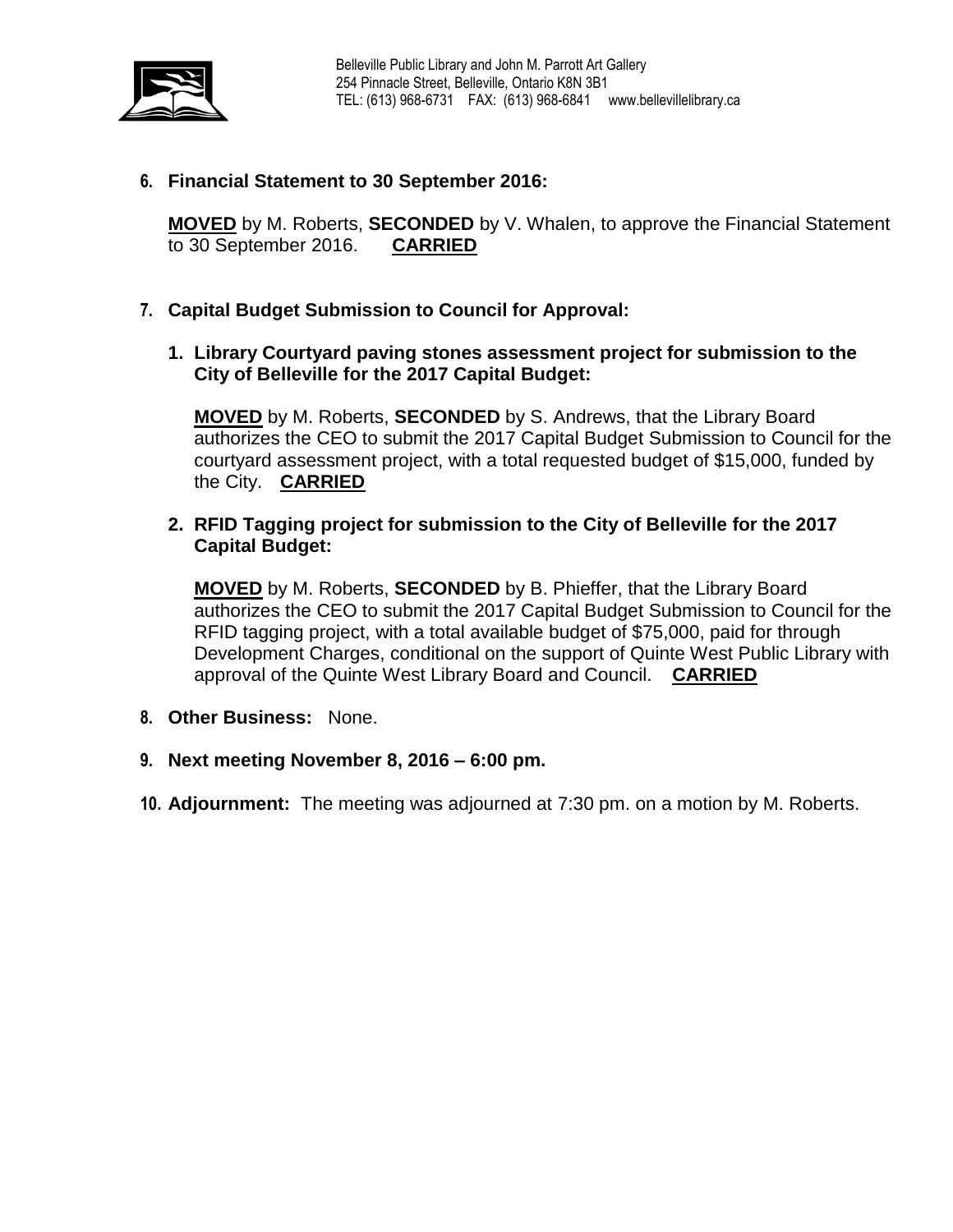Belleville Public Library and John M. Parrott Art Gallery
254 Pinnacle Street, Belleville, Ontario K8N 3B1
TEL: (613) 968-6731 FAX: (613) 968-6841 www.bellevillelibrary.ca

**6. Financial Statement to 30 September 2016:**

**MOVED** by M. Roberts, **SECONDED** by V. Whalen, to approve the Financial Statement to 30 September 2016. **CARRIED**

**7. Capital Budget Submission to Council for Approval:**

**1. Library Courtyard paving stones assessment project for submission to the City of Belleville for the 2017 Capital Budget:**

**MOVED** by M. Roberts, **SECONDED** by S. Andrews, that the Library Board authorizes the CEO to submit the 2017 Capital Budget Submission to Council for the courtyard assessment project, with a total requested budget of $15,000, funded by the City. **CARRIED**

**2. RFID Tagging project for submission to the City of Belleville for the 2017 Capital Budget:**

**MOVED** by M. Roberts, **SECONDED** by B. Phieffer, that the Library Board authorizes the CEO to submit the 2017 Capital Budget Submission to Council for the RFID tagging project, with a total available budget of $75,000, paid for through Development Charges, conditional on the support of Quinte West Public Library with approval of the Quinte West Library Board and Council. **CARRIED**

**8. Other Business:** None.

**9. Next meeting November 8, 2016 – 6:00 pm.**

**10. Adjournment:** The meeting was adjourned at 7:30 pm. on a motion by M. Roberts.